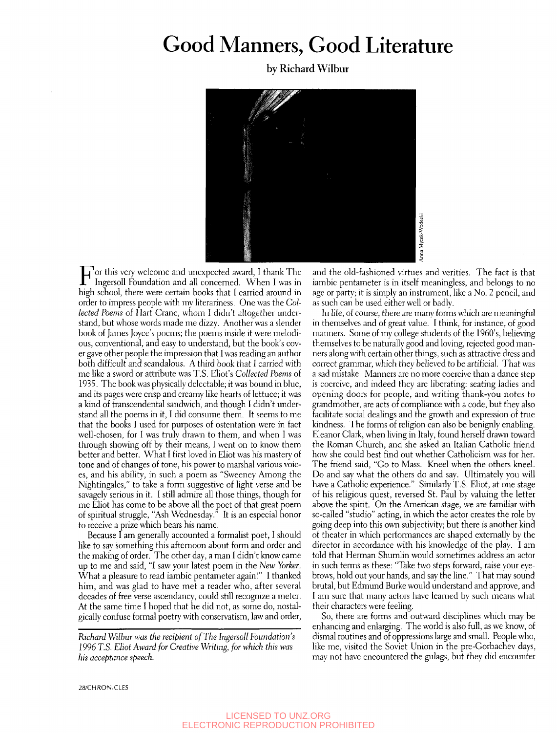# Good Manners, Good Literature

by Richard Wilbur

For this very welcome and unexpected award, I thank The Ingersoll Foundation and all concerned. When I was in high school, there were certain books that I carried around in order to impress people with my literariness. One was the *Collected Poems* of Hart Crane, whom I didn't altogether understand, but whose words made me dizzy. Another was a slender book of James Joyce's poems; the poems inside it were melodious, conventional, and easy to understand, but the book's cover gave other people the impression that I was reading an author both difficult and scandalous. A third book that I carried with me like a sword or attribute was T.S. Eliot's *Collected Poems* of 1935. The book was physically delectable; it was bound in blue, and its pages were crisp and creamy like hearts of lettuce; it was a kind of transcendental sandwich, and though I didn't understand all the poems in it, I did consume them. It seems to me that the books I used for purposes of ostentation were in fact well-chosen, for I was truly drawn to them, and when I was through showing off by their means, I went on to know them better and better. What I first loved in Eliot was his mastery of tone and of changes of tone, his power to marshal various voices, and his ability, in such a poem as "Sweeney Among the Nightingales," to take a form suggestive of light verse and be savagely serious in it. I still admire all those things, though for me Eliot has come to be above all the poet of that great poem of spiritual struggle, "Ash Wednesday." It is an especial honor to receive a prize which bears his name.

Because I am generally accounted a formalist poet, I should like to say something this afternoon about form and order and the making of order. The other day, a man I didn't know came up to me and said, "I saw your latest poem in the *New Yorker*. What a pleasure to read iambic pentameter again!" I thanked him, and was glad to have met a reader who, after several decades of free verse ascendancy, could still recognize a meter. At the same time I hoped that he did not, as some do, nostalgically confuse formal poetry with conservatism, law and order, and the old-fashioned virtues and verities. The fact is that iambic pentameter is in itself meaningless, and belongs to no age or party; it is simply an instrument, like a No. 2 pencil, and as such can be used either well or badly.

In life, of course, there are many forms which are meaningful in themselves and of great value. I think, for instance, of good manners. Some of my college students of the 1960's, believing themselves to be naturally good and loving, rejected good manners along with certain other things, such as attractive dress and correct grammar, which they believed to be artificial. That was a sad mistake. Manners are no more coercive than a dance step is coercive, and indeed they are liberating: seating ladies and opening doors for people, and writing thank-you notes to grandmother, are acts of compliance with a code, but they also facilitate social dealings and the growth and expression of true kindness. The forms of religion can also be benignly enabling. Eleanor Clark, when living in Italy, found herself drawn toward the Roman Church, and she asked an Italian Catholic friend how she could best find out whether Catholicism was for her. The friend said, "Go to Mass. Kneel when the others kneel. Do and say what the others do and say. Ultimately you will have a Catholic experience." Similarly T.S. Eliot, at one stage of his religious quest, reversed St. Paul by valuing the letter above the spirit. On the American stage, we are familiar with so-called "studio" acting, in which the actor creates the role by going deep into this own subjectivity; but there is another kind of theater in which performances are shaped externally by the director in accordance with his knowledge of the play. I am told that Herman Shumlin would sometimes address an actor in such terms as these: "Take two steps forward, raise your eyebrows, hold out your hands, and say the line." That may sound brutal, but Edmund Burke would understand and approve, and I am sure that many actors have learned by such means what their characters were feeling.

So, there are forms and outward disciplines which may be enhancing and enlarging. The world is also full, as we know, of dismal routines and of oppressions large and small. People who, like me, visited the Soviet Union in the pre-Gorbachev days, may not have encountered the gulags, but they did encounter

*Richard Wilbur was the recipient of The Ingersoll Foundation's 1996 T.S. Eliot Award for Creative Writing, for which this was his acceptance speech.*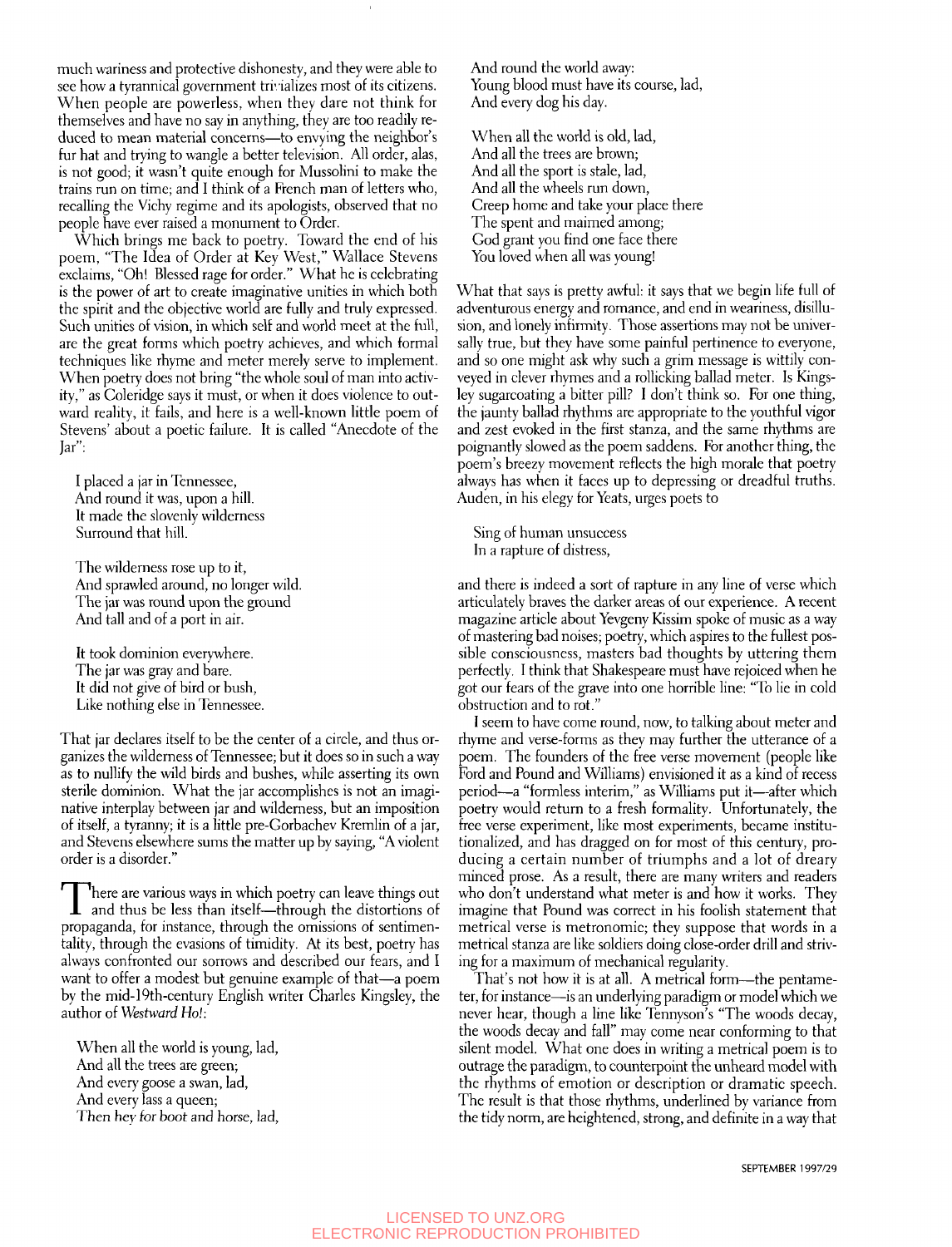much wariness and protective dishonesty, and they were able to see how a tyrannical government trivializes most of its citizens. When people are powerless, when they dare not think for themselves and have no say in anything, they are too readily reduced to mean material concerns—to envying the neighbor's fur hat and trying to wangle a better television. All order, alas, is not good; it wasn't quite enough for Mussolini to make the trains run on time; and I think of a French man of letters who, recalling the Vichy regime and its apologists, observed that no people have ever raised a monument to Order.

Which brings me back to poetry. Toward the end of his poem, "The Idea of Order at Key West," Wallace Stevens exclaims, "Oh! Blessed rage for order." What he is celebrating is the power of art to create imaginative unities in which both the spirit and the objective world are fully and truly expressed. Such unities of vision, in which self and world meet at the full, are the great forms which poetry achieves, and which formal techniques like rhyme and meter merely serve to implement. When poetry does not bring "the whole soul of man into activity," as Coleridge says it must, or when it does violence to outward reality, it fails, and here is a well-known little poem of Stevens' about a poetic failure. It is called "Anecdote of the Jar":

> I placed a jar in Tennessee,
> And round it was, upon a hill.
> It made the slovenly wilderness
> Surround that hill.
>
> The wilderness rose up to it,
> And sprawled around, no longer wild.
> The jar was round upon the ground
> And tall and of a port in air.
>
> It took dominion everywhere.
> The jar was gray and bare.
> It did not give of bird or bush,
> Like nothing else in Tennessee.

That jar declares itself to be the center of a circle, and thus organizes the wilderness of Tennessee; but it does so in such a way as to nullify the wild birds and bushes, while asserting its own sterile dominion. What the jar accomplishes is not an imaginative interplay between jar and wilderness, but an imposition of itself, a tyranny; it is a little pre-Gorbachev Kremlin of a jar, and Stevens elsewhere sums the matter up by saying, "A violent order is a disorder."

There are various ways in which poetry can leave things out and thus be less than itself—through the distortions of propaganda, for instance, through the omissions of sentimentality, through the evasions of timidity. At its best, poetry has always confronted our sorrows and described our fears, and I want to offer a modest but genuine example of that—a poem by the mid-19th-century English writer Charles Kingsley, the author of *Westward Ho!*:

> When all the world is young, lad,
> And all the trees are green;
> And every goose a swan, lad,
> And every lass a queen;
> Then hey for boot and horse, lad,
> And round the world away:
> Young blood must have its course, lad,
> And every dog his day.
>
> When all the world is old, lad,
> And all the trees are brown;
> And all the sport is stale, lad,
> And all the wheels run down,
> Creep home and take your place there
> The spent and maimed among;
> God grant you find one face there
> You loved when all was young!

What that says is pretty awful: it says that we begin life full of adventurous energy and romance, and end in weariness, disillusion, and lonely infirmity. Those assertions may not be universally true, but they have some painful pertinence to everyone, and so one might ask why such a grim message is wittily conveyed in clever rhymes and a rollicking ballad meter. Is Kingsley sugarcoating a bitter pill? I don't think so. For one thing, the jaunty ballad rhythms are appropriate to the youthful vigor and zest evoked in the first stanza, and the same rhythms are poignantly slowed as the poem saddens. For another thing, the poem's breezy movement reflects the high morale that poetry always has when it faces up to depressing or dreadful truths. Auden, in his elegy for Yeats, urges poets to

> Sing of human unsuccess
> In a rapture of distress,

and there is indeed a sort of rapture in any line of verse which articulately braves the darker areas of our experience. A recent magazine article about Yevgeny Kissim spoke of music as a way of mastering bad noises; poetry, which aspires to the fullest possible consciousness, masters bad thoughts by uttering them perfectly. I think that Shakespeare must have rejoiced when he got our fears of the grave into one horrible line: "To lie in cold obstruction and to rot."

I seem to have come round, now, to talking about meter and rhyme and verse-forms as they may further the utterance of a poem. The founders of the free verse movement (people like Ford and Pound and Williams) envisioned it as a kind of recess period—a "formless interim," as Williams put it—after which poetry would return to a fresh formality. Unfortunately, the free verse experiment, like most experiments, became institutionalized, and has dragged on for most of this century, producing a certain number of triumphs and a lot of dreary minced prose. As a result, there are many writers and readers who don't understand what meter is and how it works. They imagine that Pound was correct in his foolish statement that metrical verse is metronomic; they suppose that words in a metrical stanza are like soldiers doing close-order drill and striving for a maximum of mechanical regularity.

That's not how it is at all. A metrical form—the pentameter, for instance—is an underlying paradigm or model which we never hear, though a line like Tennyson's "The woods decay, the woods decay and fall" may come near conforming to that silent model. What one does in writing a metrical poem is to outrage the paradigm, to counterpoint the unheard model with the rhythms of emotion or description or dramatic speech. The result is that those rhythms, underlined by variance from the tidy norm, are heightened, strong, and definite in a way that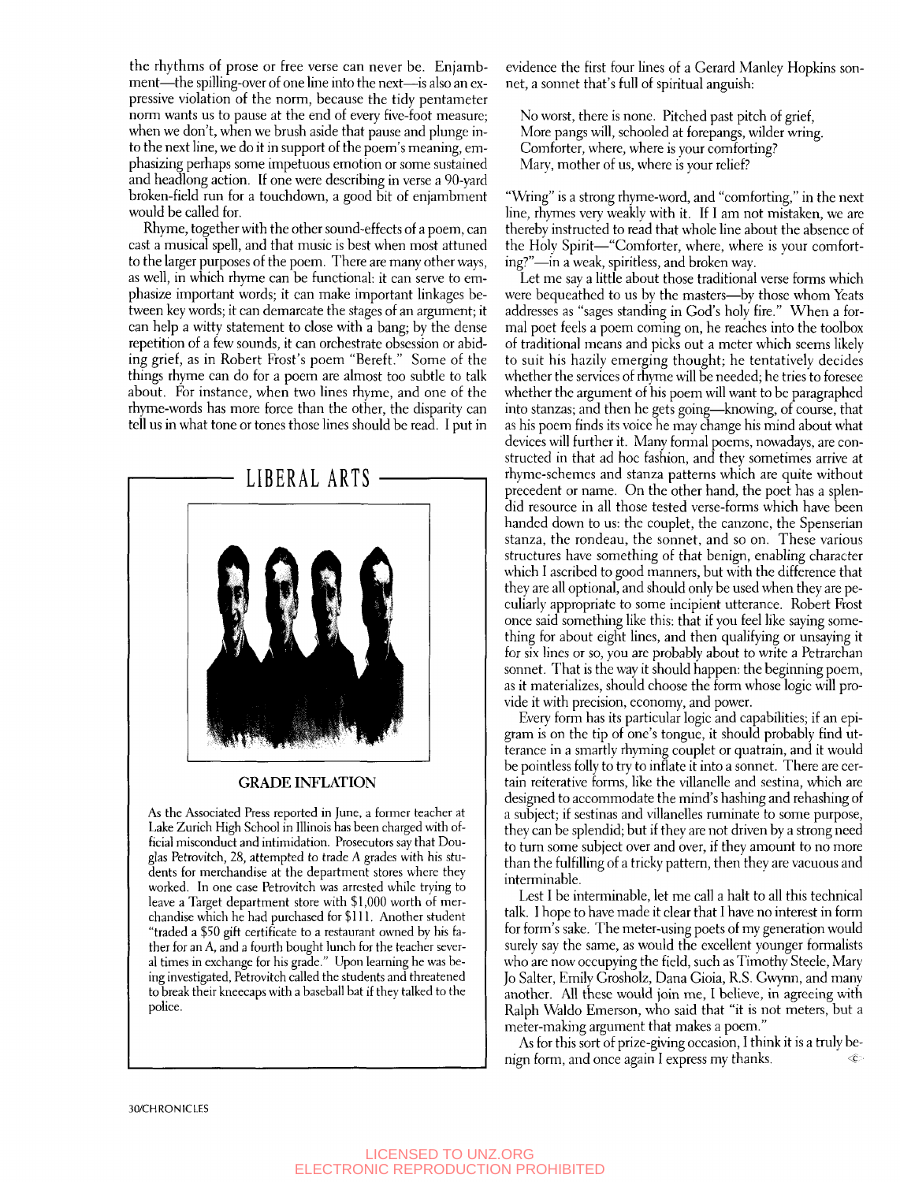the rhythms of prose or free verse can never be. Enjambment—the spilling-over of one line into the next—is also an expressive violation of the norm, because the tidy pentameter norm wants us to pause at the end of every five-foot measure; when we don't, when we brush aside that pause and plunge into the next line, we do it in support of the poem's meaning, emphasizing perhaps some impetuous emotion or some sustained and headlong action. If one were describing in verse a 90-yard broken-field run for a touchdown, a good bit of enjambment would be called for.

Rhyme, together with the other sound-effects of a poem, can cast a musical spell, and that music is best when most attuned to the larger purposes of the poem. There are many other ways, as well, in which rhyme can be functional: it can serve to emphasize important words; it can make important linkages between key words; it can demarcate the stages of an argument; it can help a witty statement to close with a bang; by the dense repetition of a few sounds, it can orchestrate obsession or abiding grief, as in Robert Frost's poem "Bereft." Some of the things rhyme can do for a poem are almost too subtle to talk about. For instance, when two lines rhyme, and one of the rhyme-words has more force than the other, the disparity can tell us in what tone or tones those lines should be read. I put in evidence the first four lines of a Gerard Manley Hopkins sonnet, a sonnet that's full of spiritual anguish:

> No worst, there is none. Pitched past pitch of grief,
> More pangs will, schooled at forepangs, wilder wring.
> Comforter, where, where is your comforting?
> Mary, mother of us, where is your relief?

"Wring" is a strong rhyme-word, and "comforting," in the next line, rhymes very weakly with it. If I am not mistaken, we are thereby instructed to read that whole line about the absence of the Holy Spirit—"Comforter, where, where is your comforting?"—in a weak, spiritless, and broken way.

Let me say a little about those traditional verse forms which were bequeathed to us by the masters—by those whom Yeats addresses as "sages standing in God's holy fire." When a formal poet feels a poem coming on, he reaches into the toolbox of traditional means and picks out a meter which seems likely to suit his hazily emerging thought; he tentatively decides whether the services of rhyme will be needed; he tries to foresee whether the argument of his poem will want to be paragraphed into stanzas; and then he gets going—knowing, of course, that as his poem finds its voice he may change his mind about what devices will further it. Many formal poems, nowadays, are constructed in that ad hoc fashion, and they sometimes arrive at rhyme-schemes and stanza patterns which are quite without precedent or name. On the other hand, the poet has a splendid resource in all those tested verse-forms which have been handed down to us: the couplet, the canzone, the Spenserian stanza, the rondeau, the sonnet, and so on. These various structures have something of that benign, enabling character which I ascribed to good manners, but with the difference that they are all optional, and should only be used when they are peculiarly appropriate to some incipient utterance. Robert Frost once said something like this: that if you feel like saying something for about eight lines, and then qualifying or unsaying it for six lines or so, you are probably about to write a Petrarchan sonnet. That is the way it should happen: the beginning poem, as it materializes, should choose the form whose logic will provide it with precision, economy, and power.

Every form has its particular logic and capabilities; if an epigram is on the tip of one's tongue, it should probably find utterance in a smartly rhyming couplet or quatrain, and it would be pointless folly to try to inflate it into a sonnet. There are certain reiterative forms, like the villanelle and sestina, which are designed to accommodate the mind's hashing and rehashing of a subject; if sestinas and villanelles ruminate to some purpose, they can be splendid; but if they are not driven by a strong need to turn some subject over and over, if they amount to no more than the fulfilling of a tricky pattern, then they are vacuous and interminable.

Lest I be interminable, let me call a halt to all this technical talk. I hope to have made it clear that I have no interest in form for form's sake. The meter-using poets of my generation would surely say the same, as would the excellent younger formalists who are now occupying the field, such as Timothy Steele, Mary Jo Salter, Emily Grosholz, Dana Gioia, R.S. Gwynn, and many another. All these would join me, I believe, in agreeing with Ralph Waldo Emerson, who said that "it is not meters, but a meter-making argument that makes a poem."

As for this sort of prize-giving occasion, I think it is a truly benign form, and once again I express my thanks.

---

## LIBERAL ARTS

**GRADE INFLATION**

As the Associated Press reported in June, a former teacher at Lake Zurich High School in Illinois has been charged with official misconduct and intimidation. Prosecutors say that Douglas Petrovitch, 28, attempted to trade A grades with his students for merchandise at the department stores where they worked. In one case Petrovitch was arrested while trying to leave a Target department store with $1,000 worth of merchandise which he had purchased for $111. Another student "traded a $50 gift certificate to a restaurant owned by his father for an A, and a fourth bought lunch for the teacher several times in exchange for his grade." Upon learning he was being investigated, Petrovitch called the students and threatened to break their kneecaps with a baseball bat if they talked to the police.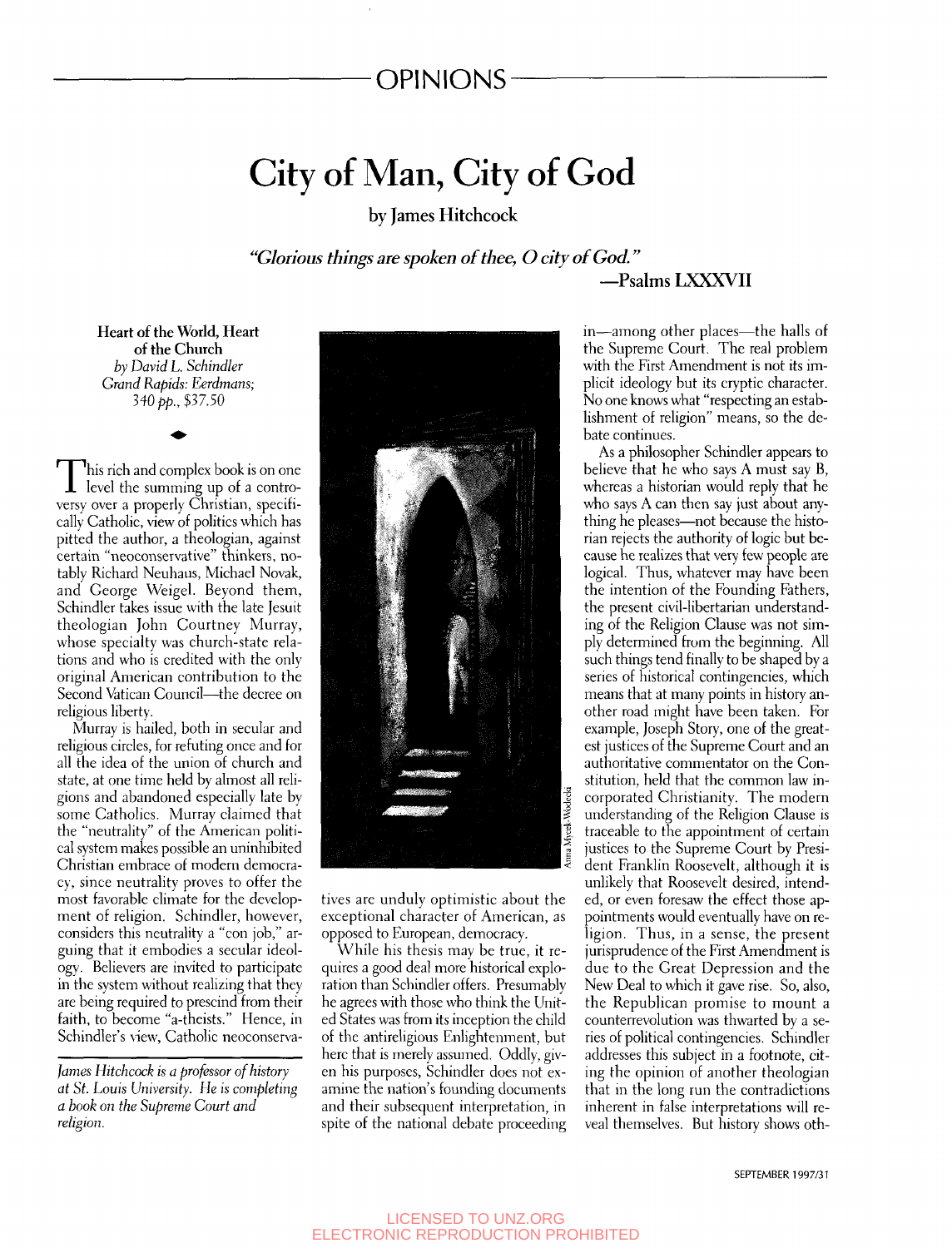# OPINIONS

# City of Man, City of God

by James Hitchcock

*"Glorious things are spoken of thee, O city of God."*
—Psalms LXXXVII

**Heart of the World, Heart of the Church**
*by David L. Schindler*
*Grand Rapids: Eerdmans;*
*340 pp., $37.50*

This rich and complex book is on one level the summing up of a controversy over a properly Christian, specifically Catholic, view of politics which has pitted the author, a theologian, against certain "neoconservative" thinkers, notably Richard Neuhaus, Michael Novak, and George Weigel. Beyond them, Schindler takes issue with the late Jesuit theologian John Courtney Murray, whose specialty was church-state relations and who is credited with the only original American contribution to the Second Vatican Council—the decree on religious liberty.

Murray is hailed, both in secular and religious circles, for refuting once and for all the idea of the union of church and state, at one time held by almost all religions and abandoned especially late by some Catholics. Murray claimed that the "neutrality" of the American political system makes possible an uninhibited Christian embrace of modern democracy, since neutrality proves to offer the most favorable climate for the development of religion. Schindler, however, considers this neutrality a "con job," arguing that it embodies a secular ideology. Believers are invited to participate in the system without realizing that they are being required to prescind from their faith, to become "a-theists." Hence, in Schindler's view, Catholic neoconservatives are unduly optimistic about the exceptional character of American, as opposed to European, democracy.

While his thesis may be true, it requires a good deal more historical exploration than Schindler offers. Presumably he agrees with those who think the United States was from its inception the child of the antireligious Enlightenment, but here that is merely assumed. Oddly, given his purposes, Schindler does not examine the nation's founding documents and their subsequent interpretation, in spite of the national debate proceeding in—among other places—the halls of the Supreme Court. The real problem with the First Amendment is not its implicit ideology but its cryptic character. No one knows what "respecting an establishment of religion" means, so the debate continues.

As a philosopher Schindler appears to believe that he who says A must say B, whereas a historian would reply that he who says A can then say just about anything he pleases—not because the historian rejects the authority of logic but because he realizes that very few people are logical. Thus, whatever may have been the intention of the Founding Fathers, the present civil-libertarian understanding of the Religion Clause was not simply determined from the beginning. All such things tend finally to be shaped by a series of historical contingencies, which means that at many points in history another road might have been taken. For example, Joseph Story, one of the greatest justices of the Supreme Court and an authoritative commentator on the Constitution, held that the common law incorporated Christianity. The modern understanding of the Religion Clause is traceable to the appointment of certain justices to the Supreme Court by President Franklin Roosevelt, although it is unlikely that Roosevelt desired, intended, or even foresaw the effect those appointments would eventually have on religion. Thus, in a sense, the present jurisprudence of the First Amendment is due to the Great Depression and the New Deal to which it gave rise. So, also, the Republican promise to mount a counterrevolution was thwarted by a series of political contingencies. Schindler addresses this subject in a footnote, citing the opinion of another theologian that in the long run the contradictions inherent in false interpretations will reveal themselves. But history shows oth-

*James Hitchcock is a professor of history at St. Louis University. He is completing a book on the Supreme Court and religion.*